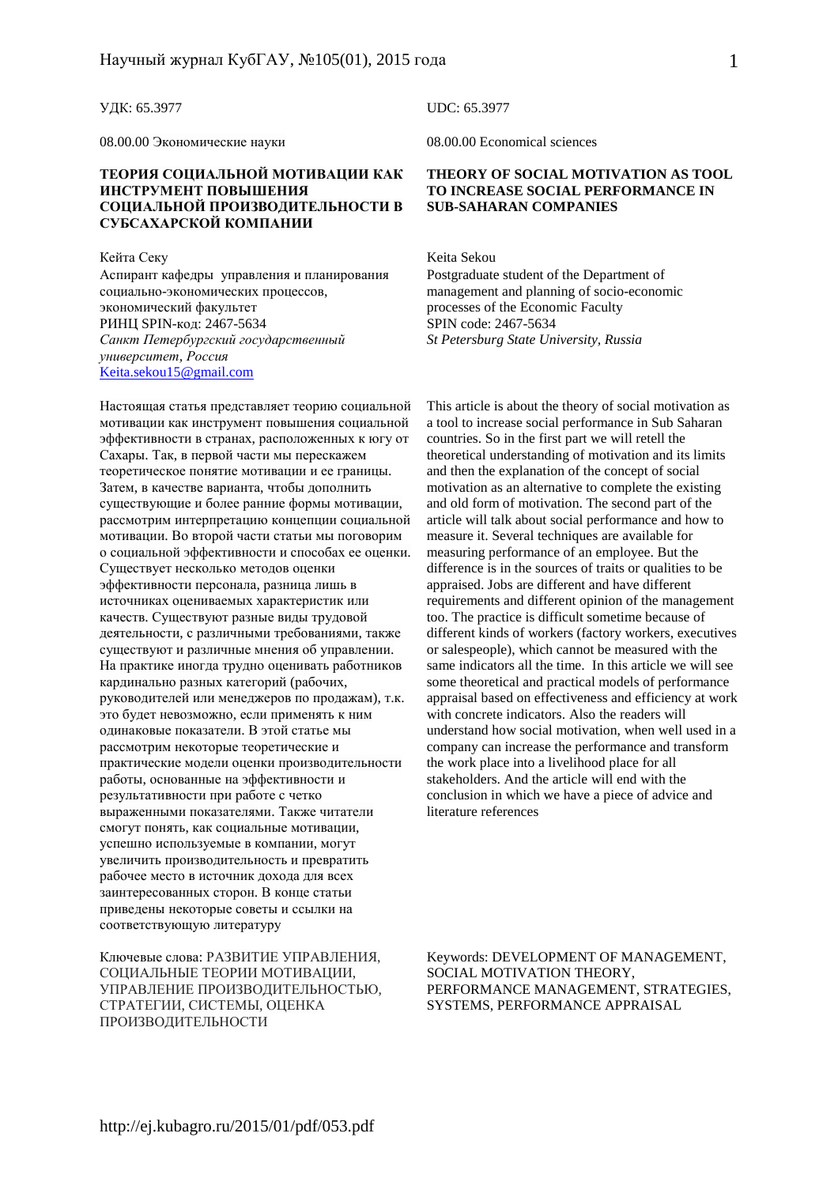УДК: 65.3977

08.00.00 Экономические науки

## ТЕОРИЯ СОЦИАЛЬНОЙ МОТИВАЦИИ КАК ИНСТРУМЕНТ ПОВЫШЕНИЯ СОЦИАЛЬНОЙ ПРОИЗВОДИТЕЛЬНОСТИ В СУБСАХАРСКОЙ КОМПАНИИ

Кейта Секу
Аспирант кафедры управления и планирования социально-экономических процессов, экономический факультет
РИНЦ SPIN-код: 2467-5634
*Санкт Петербургский государственный университет, Россия*
Keita.sekou15@gmail.com

Настоящая статья представляет теорию социальной мотивации как инструмент повышения социальной эффективности в странах, расположенных к югу от Сахары. Так, в первой части мы перескажем теоретическое понятие мотивации и ее границы. Затем, в качестве варианта, чтобы дополнить существующие и более ранние формы мотивации, рассмотрим интерпретацию концепции социальной мотивации. Во второй части статьи мы поговорим о социальной эффективности и способах ее оценки. Существует несколько методов оценки эффективности персонала, разница лишь в источниках оцениваемых характеристик или качеств. Существуют разные виды трудовой деятельности, с различными требованиями, также существуют и различные мнения об управлении. На практике иногда трудно оценивать работников кардинально разных категорий (рабочих, руководителей или менеджеров по продажам), т.к. это будет невозможно, если применять к ним одинаковые показатели. В этой статье мы рассмотрим некоторые теоретические и практические модели оценки производительности работы, основанные на эффективности и результативности при работе с четко выраженными показателями. Также читатели смогут понять, как социальные мотивации, успешно используемые в компании, могут увеличить производительность и превратить рабочее место в источник дохода для всех заинтересованных сторон. В конце статьи приведены некоторые советы и ссылки на соответствующую литературу

Ключевые слова: РАЗВИТИЕ УПРАВЛЕНИЯ, СОЦИАЛЬНЫЕ ТЕОРИИ МОТИВАЦИИ, УПРАВЛЕНИЕ ПРОИЗВОДИТЕЛЬНОСТЬЮ, СТРАТЕГИИ, СИСТЕМЫ, ОЦЕНКА ПРОИЗВОДИТЕЛЬНОСТИ

UDC: 65.3977

08.00.00 Economical sciences

## THEORY OF SOCIAL MOTIVATION AS TOOL TO INCREASE SOCIAL PERFORMANCE IN SUB-SAHARAN COMPANIES

Keita Sekou
Postgraduate student of the Department of management and planning of socio-economic processes of the Economic Faculty
SPIN code: 2467-5634
*St Petersburg State University, Russia*

This article is about the theory of social motivation as a tool to increase social performance in Sub Saharan countries. So in the first part we will retell the theoretical understanding of motivation and its limits and then the explanation of the concept of social motivation as an alternative to complete the existing and old form of motivation. The second part of the article will talk about social performance and how to measure it. Several techniques are available for measuring performance of an employee. But the difference is in the sources of traits or qualities to be appraised. Jobs are different and have different requirements and different opinion of the management too. The practice is difficult sometime because of different kinds of workers (factory workers, executives or salespeople), which cannot be measured with the same indicators all the time. In this article we will see some theoretical and practical models of performance appraisal based on effectiveness and efficiency at work with concrete indicators. Also the readers will understand how social motivation, when well used in a company can increase the performance and transform the work place into a livelihood place for all stakeholders. And the article will end with the conclusion in which we have a piece of advice and literature references

Keywords: DEVELOPMENT OF MANAGEMENT, SOCIAL MOTIVATION THEORY, PERFORMANCE MANAGEMENT, STRATEGIES, SYSTEMS, PERFORMANCE APPRAISAL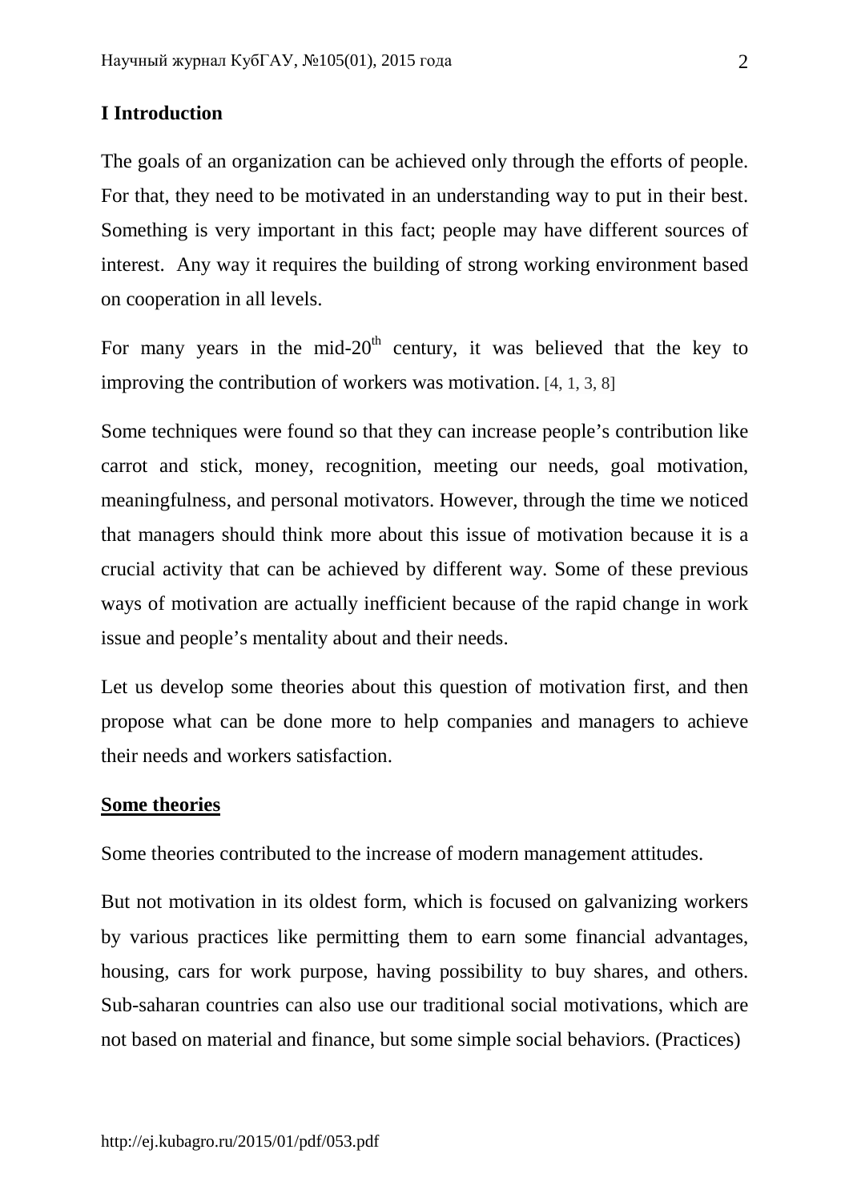# I Introduction

The goals of an organization can be achieved only through the efforts of people. For that, they need to be motivated in an understanding way to put in their best. Something is very important in this fact; people may have different sources of interest. Any way it requires the building of strong working environment based on cooperation in all levels.

For many years in the mid-20th century, it was believed that the key to improving the contribution of workers was motivation. [4, 1, 3, 8]

Some techniques were found so that they can increase people's contribution like carrot and stick, money, recognition, meeting our needs, goal motivation, meaningfulness, and personal motivators. However, through the time we noticed that managers should think more about this issue of motivation because it is a crucial activity that can be achieved by different way. Some of these previous ways of motivation are actually inefficient because of the rapid change in work issue and people's mentality about and their needs.

Let us develop some theories about this question of motivation first, and then propose what can be done more to help companies and managers to achieve their needs and workers satisfaction.

**<u>Some theories</u>**

Some theories contributed to the increase of modern management attitudes.

But not motivation in its oldest form, which is focused on galvanizing workers by various practices like permitting them to earn some financial advantages, housing, cars for work purpose, having possibility to buy shares, and others. Sub-saharan countries can also use our traditional social motivations, which are not based on material and finance, but some simple social behaviors. (Practices)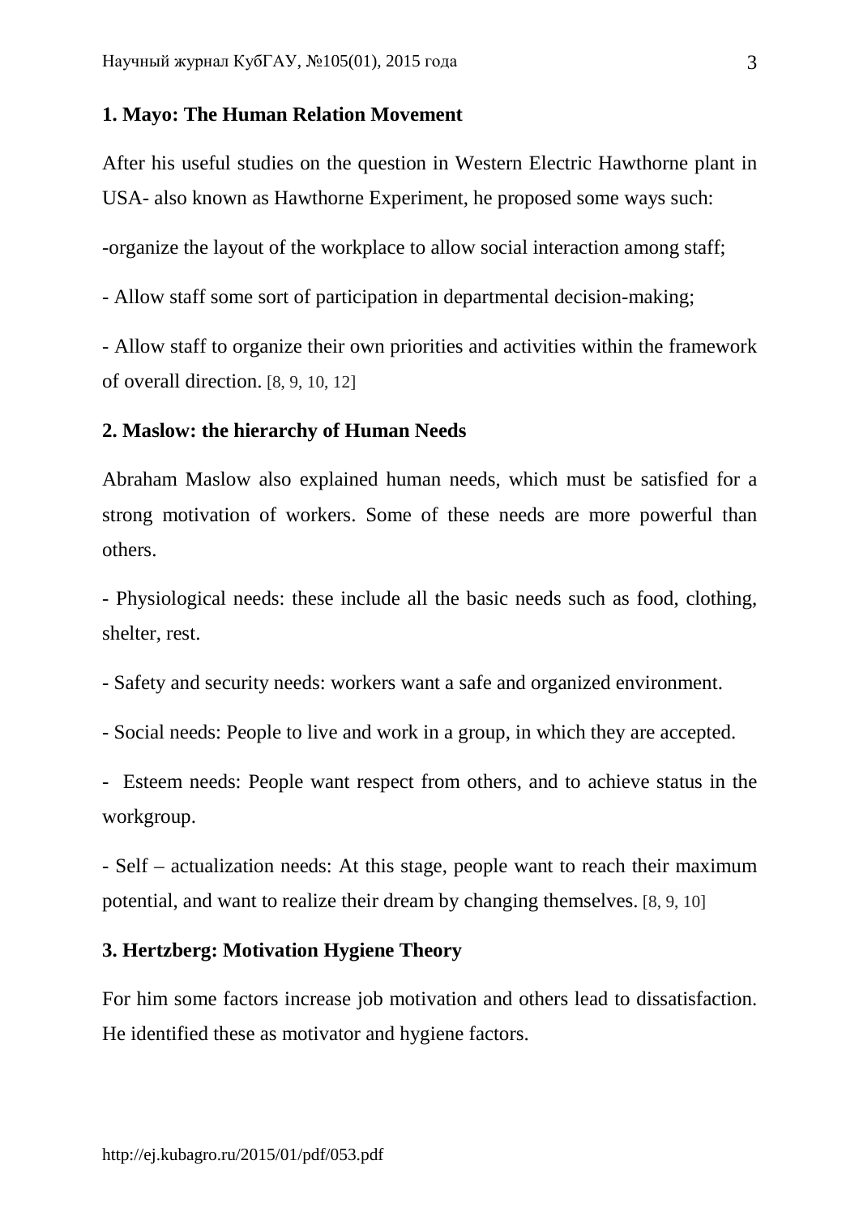**1. Mayo: The Human Relation Movement**

After his useful studies on the question in Western Electric Hawthorne plant in USA- also known as Hawthorne Experiment, he proposed some ways such:

-organize the layout of the workplace to allow social interaction among staff;

- Allow staff some sort of participation in departmental decision-making;

- Allow staff to organize their own priorities and activities within the framework of overall direction. [8, 9, 10, 12]

**2. Maslow: the hierarchy of Human Needs**

Abraham Maslow also explained human needs, which must be satisfied for a strong motivation of workers. Some of these needs are more powerful than others.

- Physiological needs: these include all the basic needs such as food, clothing, shelter, rest.

- Safety and security needs: workers want a safe and organized environment.

- Social needs: People to live and work in a group, in which they are accepted.

- Esteem needs: People want respect from others, and to achieve status in the workgroup.

- Self – actualization needs: At this stage, people want to reach their maximum potential, and want to realize their dream by changing themselves. [8, 9, 10]

**3. Hertzberg: Motivation Hygiene Theory**

For him some factors increase job motivation and others lead to dissatisfaction. He identified these as motivator and hygiene factors.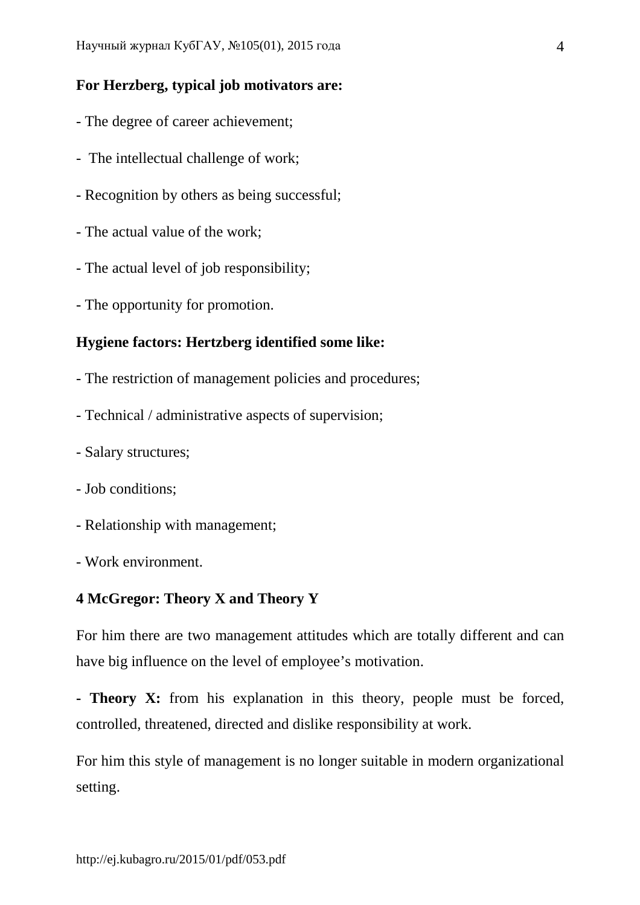**For Herzberg, typical job motivators are:**

- The degree of career achievement;
- The intellectual challenge of work;
- Recognition by others as being successful;
- The actual value of the work;
- The actual level of job responsibility;
- The opportunity for promotion.

**Hygiene factors: Hertzberg identified some like:**

- The restriction of management policies and procedures;
- Technical / administrative aspects of supervision;
- Salary structures;
- Job conditions;
- Relationship with management;
- Work environment.

## 4 McGregor: Theory X and Theory Y

For him there are two management attitudes which are totally different and can have big influence on the level of employee's motivation.

- **Theory X:** from his explanation in this theory, people must be forced, controlled, threatened, directed and dislike responsibility at work.

For him this style of management is no longer suitable in modern organizational setting.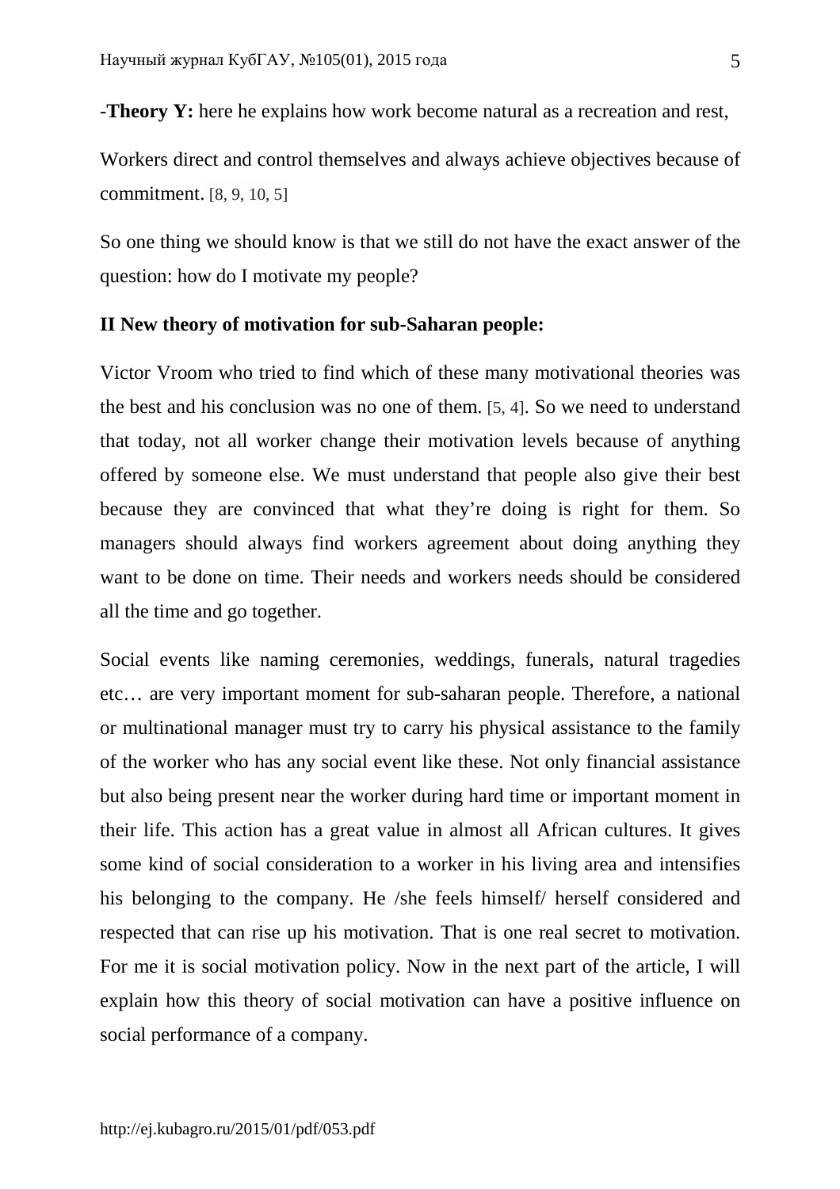-**Theory Y:** here he explains how work become natural as a recreation and rest,

Workers direct and control themselves and always achieve objectives because of commitment. [8, 9, 10, 5]

So one thing we should know is that we still do not have the exact answer of the question: how do I motivate my people?

**II New theory of motivation for sub-Saharan people:**

Victor Vroom who tried to find which of these many motivational theories was the best and his conclusion was no one of them. [5, 4]. So we need to understand that today, not all worker change their motivation levels because of anything offered by someone else. We must understand that people also give their best because they are convinced that what they're doing is right for them. So managers should always find workers agreement about doing anything they want to be done on time. Their needs and workers needs should be considered all the time and go together.

Social events like naming ceremonies, weddings, funerals, natural tragedies etc… are very important moment for sub-saharan people. Therefore, a national or multinational manager must try to carry his physical assistance to the family of the worker who has any social event like these. Not only financial assistance but also being present near the worker during hard time or important moment in their life. This action has a great value in almost all African cultures. It gives some kind of social consideration to a worker in his living area and intensifies his belonging to the company. He /she feels himself/ herself considered and respected that can rise up his motivation. That is one real secret to motivation. For me it is social motivation policy. Now in the next part of the article, I will explain how this theory of social motivation can have a positive influence on social performance of a company.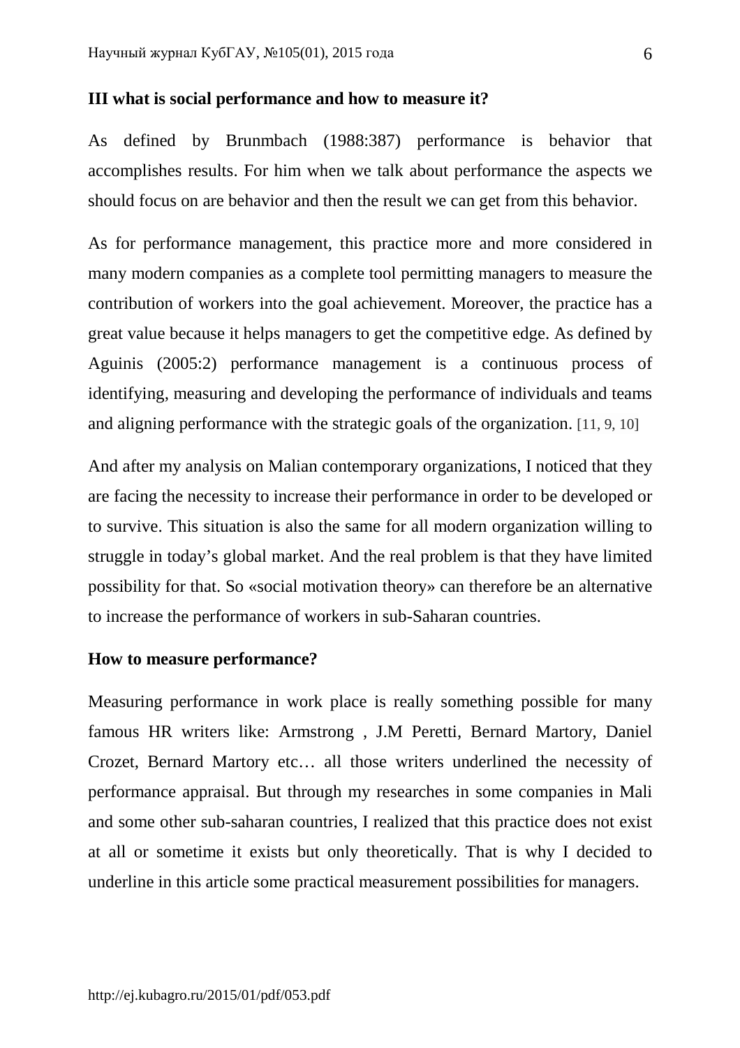**III what is social performance and how to measure it?**

As defined by Brunmbach (1988:387) performance is behavior that accomplishes results. For him when we talk about performance the aspects we should focus on are behavior and then the result we can get from this behavior.

As for performance management, this practice more and more considered in many modern companies as a complete tool permitting managers to measure the contribution of workers into the goal achievement. Moreover, the practice has a great value because it helps managers to get the competitive edge. As defined by Aguinis (2005:2) performance management is a continuous process of identifying, measuring and developing the performance of individuals and teams and aligning performance with the strategic goals of the organization. [11, 9, 10]

And after my analysis on Malian contemporary organizations, I noticed that they are facing the necessity to increase their performance in order to be developed or to survive. This situation is also the same for all modern organization willing to struggle in today's global market. And the real problem is that they have limited possibility for that. So «social motivation theory» can therefore be an alternative to increase the performance of workers in sub-Saharan countries.

**How to measure performance?**

Measuring performance in work place is really something possible for many famous HR writers like: Armstrong , J.M Peretti, Bernard Martory, Daniel Crozet, Bernard Martory etc… all those writers underlined the necessity of performance appraisal. But through my researches in some companies in Mali and some other sub-saharan countries, I realized that this practice does not exist at all or sometime it exists but only theoretically. That is why I decided to underline in this article some practical measurement possibilities for managers.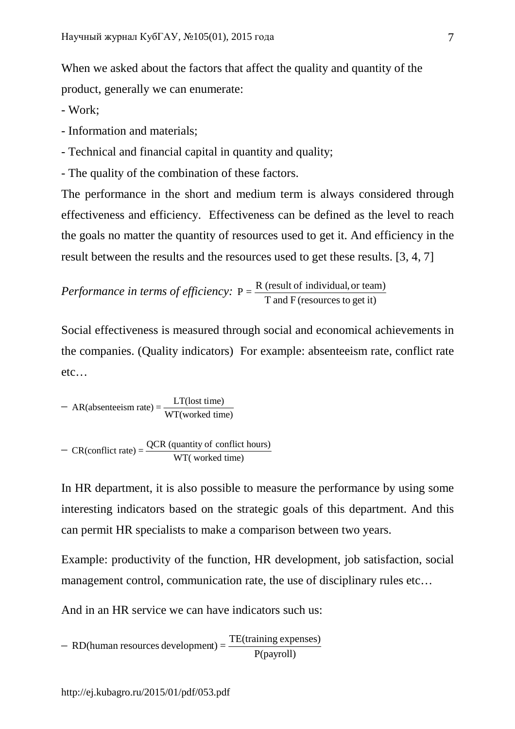When we asked about the factors that affect the quality and quantity of the product, generally we can enumerate:

- Work;
- Information and materials;
- Technical and financial capital in quantity and quality;
- The quality of the combination of these factors.

The performance in the short and medium term is always considered through effectiveness and efficiency. Effectiveness can be defined as the level to reach the goals no matter the quantity of resources used to get it. And efficiency in the result between the results and the resources used to get these results. [3, 4, 7]

*Performance in terms of efficiency:* $P = \frac{\text{R (result of individual, or team)}}{\text{T and F (resources to get it)}}$

Social effectiveness is measured through social and economical achievements in the companies. (Quality indicators) For example: absenteeism rate, conflict rate etc…

- $\text{AR(absenteeism rate)} = \frac{\text{LT(lost time)}}{\text{WT(worked time)}}$

- $\text{CR(conflict rate)} = \frac{\text{QCR (quantity of conflict hours)}}{\text{WT( worked time)}}$

In HR department, it is also possible to measure the performance by using some interesting indicators based on the strategic goals of this department. And this can permit HR specialists to make a comparison between two years.

Example: productivity of the function, HR development, job satisfaction, social management control, communication rate, the use of disciplinary rules etc…

And in an HR service we can have indicators such us:

- $\text{RD(human resources development)} = \frac{\text{TE(training expenses)}}{\text{P(payroll)}}$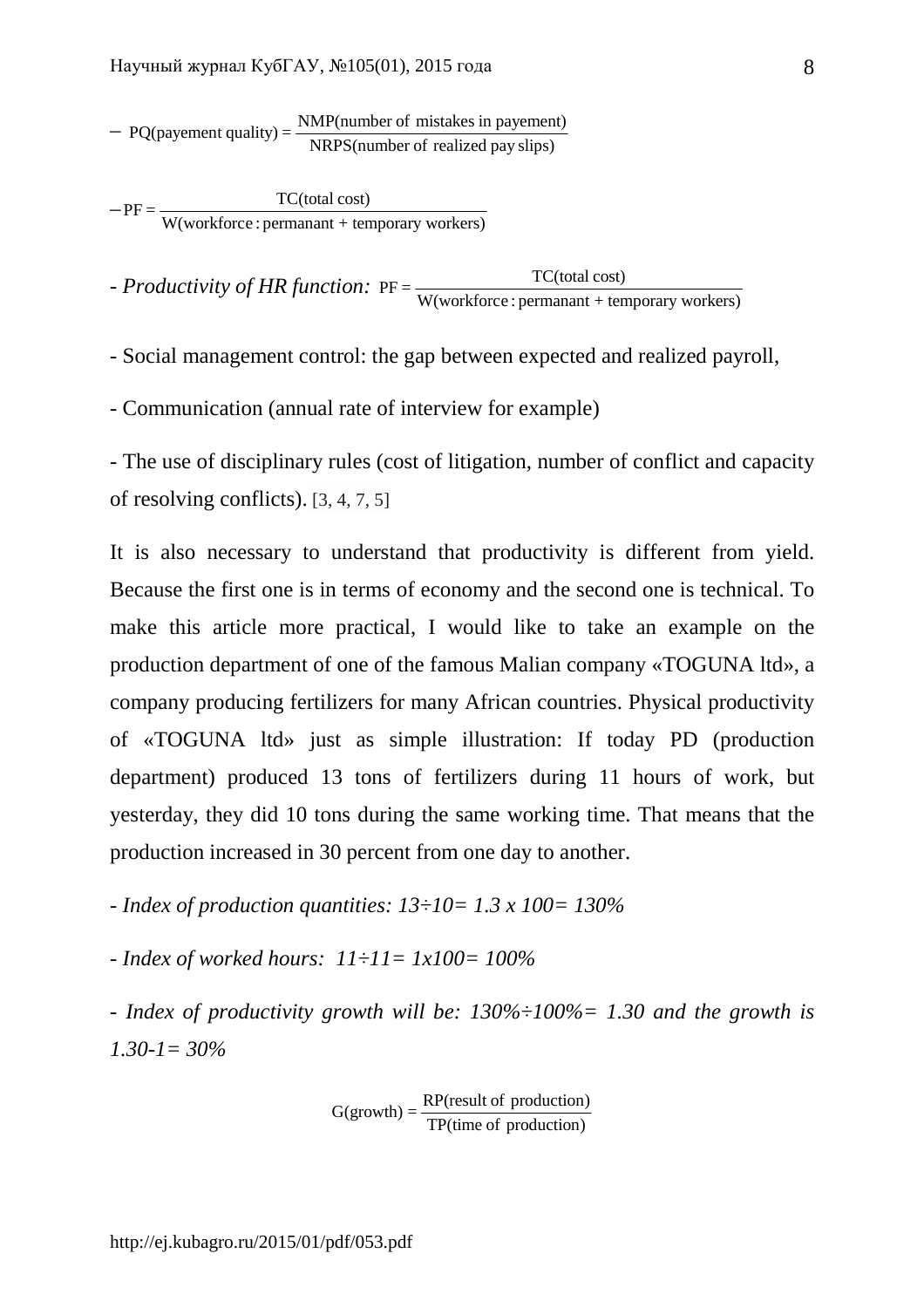$$- \text{PQ(payement quality)} = \frac{\text{NMP(number of mistakes in payement)}}{\text{NRPS(number of realized pay slips)}}$$

$$- \text{PF} = \frac{\text{TC(total cost)}}{\text{W(workforce : permanant + temporary workers)}}$$

- *Productivity of HR function:* $\text{PF} = \frac{\text{TC(total cost)}}{\text{W(workforce : permanant + temporary workers)}}$

- Social management control: the gap between expected and realized payroll,

- Communication (annual rate of interview for example)

- The use of disciplinary rules (cost of litigation, number of conflict and capacity of resolving conflicts). [3, 4, 7, 5]

It is also necessary to understand that productivity is different from yield. Because the first one is in terms of economy and the second one is technical. To make this article more practical, I would like to take an example on the production department of one of the famous Malian company «TOGUNA ltd», a company producing fertilizers for many African countries. Physical productivity of «TOGUNA ltd» just as simple illustration: If today PD (production department) produced 13 tons of fertilizers during 11 hours of work, but yesterday, they did 10 tons during the same working time. That means that the production increased in 30 percent from one day to another.

- *Index of production quantities: 13÷10= 1.3 x 100= 130%*

- *Index of worked hours: 11÷11= 1x100= 100%*

- *Index of productivity growth will be: 130%÷100%= 1.30 and the growth is 1.30-1= 30%*

$$\text{G(growth)} = \frac{\text{RP(result of production)}}{\text{TP(time of production)}}$$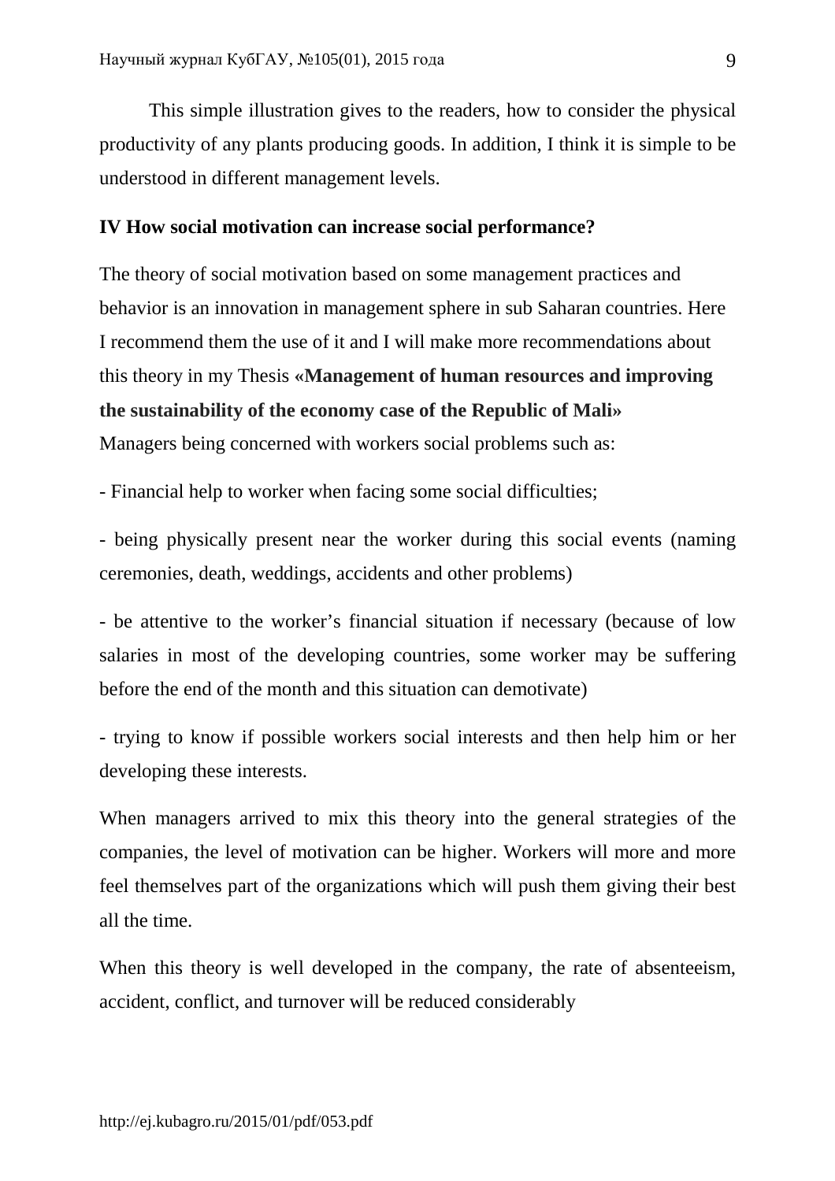This simple illustration gives to the readers, how to consider the physical productivity of any plants producing goods. In addition, I think it is simple to be understood in different management levels.

## IV How social motivation can increase social performance?

The theory of social motivation based on some management practices and behavior is an innovation in management sphere in sub Saharan countries. Here I recommend them the use of it and I will make more recommendations about this theory in my Thesis **«Management of human resources and improving the sustainability of the economy case of the Republic of Mali»**
Managers being concerned with workers social problems such as:

- Financial help to worker when facing some social difficulties;

- being physically present near the worker during this social events (naming ceremonies, death, weddings, accidents and other problems)

- be attentive to the worker's financial situation if necessary (because of low salaries in most of the developing countries, some worker may be suffering before the end of the month and this situation can demotivate)

- trying to know if possible workers social interests and then help him or her developing these interests.

When managers arrived to mix this theory into the general strategies of the companies, the level of motivation can be higher. Workers will more and more feel themselves part of the organizations which will push them giving their best all the time.

When this theory is well developed in the company, the rate of absenteeism, accident, conflict, and turnover will be reduced considerably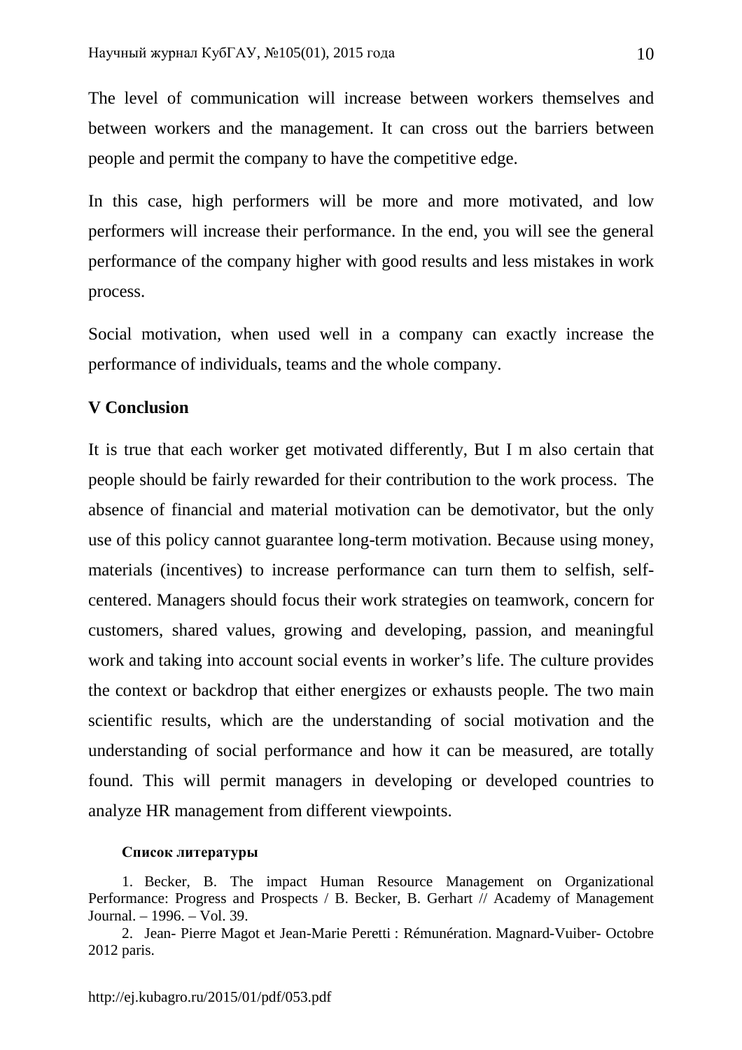The level of communication will increase between workers themselves and between workers and the management. It can cross out the barriers between people and permit the company to have the competitive edge.

In this case, high performers will be more and more motivated, and low performers will increase their performance. In the end, you will see the general performance of the company higher with good results and less mistakes in work process.

Social motivation, when used well in a company can exactly increase the performance of individuals, teams and the whole company.

## V Conclusion

It is true that each worker get motivated differently, But I m also certain that people should be fairly rewarded for their contribution to the work process. The absence of financial and material motivation can be demotivator, but the only use of this policy cannot guarantee long-term motivation. Because using money, materials (incentives) to increase performance can turn them to selfish, self-centered. Managers should focus their work strategies on teamwork, concern for customers, shared values, growing and developing, passion, and meaningful work and taking into account social events in worker's life. The culture provides the context or backdrop that either energizes or exhausts people. The two main scientific results, which are the understanding of social motivation and the understanding of social performance and how it can be measured, are totally found. This will permit managers in developing or developed countries to analyze HR management from different viewpoints.

### Список литературы

1. Becker, B. The impact Human Resource Management on Organizational Performance: Progress and Prospects / B. Becker, B. Gerhart // Academy of Management Journal. – 1996. – Vol. 39.
2. Jean- Pierre Magot et Jean-Marie Peretti : Rémunération. Magnard-Vuiber- Octobre 2012 paris.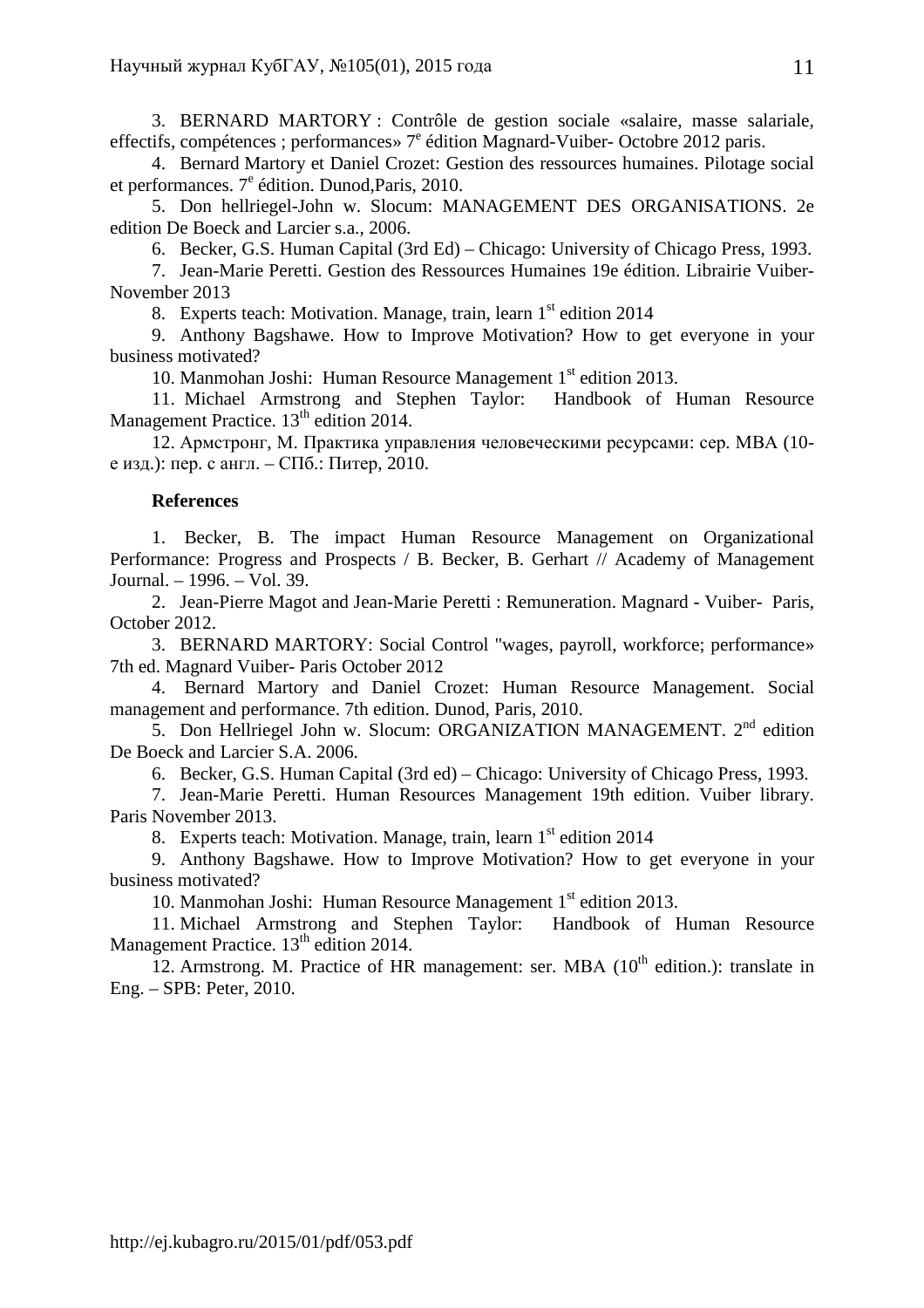3. BERNARD MARTORY : Contrôle de gestion sociale «salaire, masse salariale, effectifs, compétences ; performances» 7e édition Magnard-Vuiber- Octobre 2012 paris.

4. Bernard Martory et Daniel Crozet: Gestion des ressources humaines. Pilotage social et performances. 7e édition. Dunod,Paris, 2010.

5. Don hellriegel-John w. Slocum: MANAGEMENT DES ORGANISATIONS. 2e edition De Boeck and Larcier s.a., 2006.

6. Becker, G.S. Human Capital (3rd Ed) – Chicago: University of Chicago Press, 1993.

7. Jean-Marie Peretti. Gestion des Ressources Humaines 19e édition. Librairie Vuiber- November 2013

8. Experts teach: Motivation. Manage, train, learn 1st edition 2014

9. Anthony Bagshawe. How to Improve Motivation? How to get everyone in your business motivated?

10. Manmohan Joshi: Human Resource Management 1st edition 2013.

11. Michael Armstrong and Stephen Taylor: Handbook of Human Resource Management Practice. 13th edition 2014.

12. Армстронг, М. Практика управления человеческими ресурсами: сер. MBA (10-е изд.): пер. с англ. – СПб.: Питер, 2010.

**References**

1. Becker, B. The impact Human Resource Management on Organizational Performance: Progress and Prospects / B. Becker, B. Gerhart // Academy of Management Journal. – 1996. – Vol. 39.

2. Jean-Pierre Magot and Jean-Marie Peretti : Remuneration. Magnard - Vuiber- Paris, October 2012.

3. BERNARD MARTORY: Social Control "wages, payroll, workforce; performance» 7th ed. Magnard Vuiber- Paris October 2012

4. Bernard Martory and Daniel Crozet: Human Resource Management. Social management and performance. 7th edition. Dunod, Paris, 2010.

5. Don Hellriegel John w. Slocum: ORGANIZATION MANAGEMENT. 2nd edition De Boeck and Larcier S.A. 2006.

6. Becker, G.S. Human Capital (3rd ed) – Chicago: University of Chicago Press, 1993.

7. Jean-Marie Peretti. Human Resources Management 19th edition. Vuiber library. Paris November 2013.

8. Experts teach: Motivation. Manage, train, learn 1st edition 2014

9. Anthony Bagshawe. How to Improve Motivation? How to get everyone in your business motivated?

10. Manmohan Joshi: Human Resource Management 1st edition 2013.

11. Michael Armstrong and Stephen Taylor: Handbook of Human Resource Management Practice. 13th edition 2014.

12. Armstrong. M. Practice of HR management: ser. MBA (10th edition.): translate in Eng. – SPB: Peter, 2010.